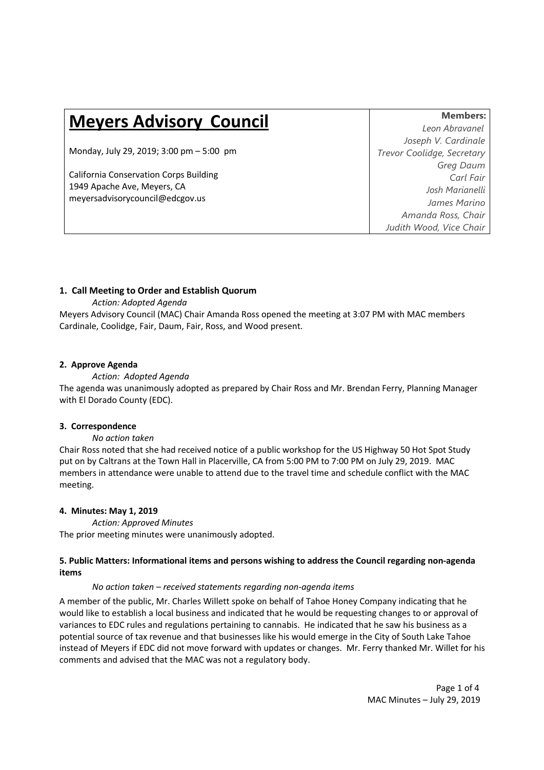# Meyers Advisory Council

Monday, July 29, 2019; 3:00 pm – 5:00 pm

California Conservation Corps Building
1949 Apache Ave, Meyers, CA
meyersadvisorycouncil@edcgov.us

**Members:**
*Leon Abravanel*
*Joseph V. Cardinale*
*Trevor Coolidge, Secretary*
*Greg Daum*
*Carl Fair*
*Josh Marianelli*
*James Marino*
*Amanda Ross, Chair*
*Judith Wood, Vice Chair*

**1. Call Meeting to Order and Establish Quorum**

*Action: Adopted Agenda*

Meyers Advisory Council (MAC) Chair Amanda Ross opened the meeting at 3:07 PM with MAC members Cardinale, Coolidge, Fair, Daum, Fair, Ross, and Wood present.

**2. Approve Agenda**

*Action: Adopted Agenda*

The agenda was unanimously adopted as prepared by Chair Ross and Mr. Brendan Ferry, Planning Manager with El Dorado County (EDC).

**3. Correspondence**

*No action taken*

Chair Ross noted that she had received notice of a public workshop for the US Highway 50 Hot Spot Study put on by Caltrans at the Town Hall in Placerville, CA from 5:00 PM to 7:00 PM on July 29, 2019. MAC members in attendance were unable to attend due to the travel time and schedule conflict with the MAC meeting.

**4. Minutes: May 1, 2019**

*Action: Approved Minutes*

The prior meeting minutes were unanimously adopted.

**5. Public Matters: Informational items and persons wishing to address the Council regarding non-agenda items**

*No action taken – received statements regarding non-agenda items*

A member of the public, Mr. Charles Willett spoke on behalf of Tahoe Honey Company indicating that he would like to establish a local business and indicated that he would be requesting changes to or approval of variances to EDC rules and regulations pertaining to cannabis. He indicated that he saw his business as a potential source of tax revenue and that businesses like his would emerge in the City of South Lake Tahoe instead of Meyers if EDC did not move forward with updates or changes. Mr. Ferry thanked Mr. Willet for his comments and advised that the MAC was not a regulatory body.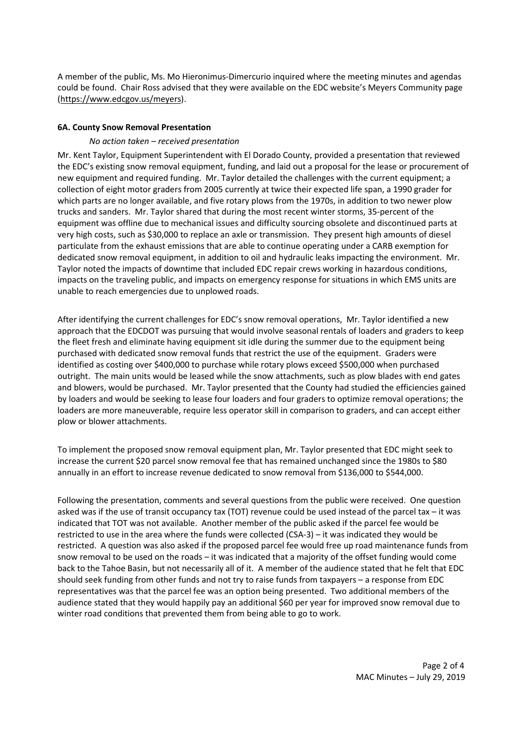A member of the public, Ms. Mo Hieronimus-Dimercurio inquired where the meeting minutes and agendas could be found. Chair Ross advised that they were available on the EDC website's Meyers Community page (https://www.edcgov.us/meyers).

**6A. County Snow Removal Presentation**

*No action taken – received presentation*

Mr. Kent Taylor, Equipment Superintendent with El Dorado County, provided a presentation that reviewed the EDC's existing snow removal equipment, funding, and laid out a proposal for the lease or procurement of new equipment and required funding. Mr. Taylor detailed the challenges with the current equipment; a collection of eight motor graders from 2005 currently at twice their expected life span, a 1990 grader for which parts are no longer available, and five rotary plows from the 1970s, in addition to two newer plow trucks and sanders. Mr. Taylor shared that during the most recent winter storms, 35-percent of the equipment was offline due to mechanical issues and difficulty sourcing obsolete and discontinued parts at very high costs, such as $30,000 to replace an axle or transmission. They present high amounts of diesel particulate from the exhaust emissions that are able to continue operating under a CARB exemption for dedicated snow removal equipment, in addition to oil and hydraulic leaks impacting the environment. Mr. Taylor noted the impacts of downtime that included EDC repair crews working in hazardous conditions, impacts on the traveling public, and impacts on emergency response for situations in which EMS units are unable to reach emergencies due to unplowed roads.

After identifying the current challenges for EDC's snow removal operations, Mr. Taylor identified a new approach that the EDCDOT was pursuing that would involve seasonal rentals of loaders and graders to keep the fleet fresh and eliminate having equipment sit idle during the summer due to the equipment being purchased with dedicated snow removal funds that restrict the use of the equipment. Graders were identified as costing over $400,000 to purchase while rotary plows exceed $500,000 when purchased outright. The main units would be leased while the snow attachments, such as plow blades with end gates and blowers, would be purchased. Mr. Taylor presented that the County had studied the efficiencies gained by loaders and would be seeking to lease four loaders and four graders to optimize removal operations; the loaders are more maneuverable, require less operator skill in comparison to graders, and can accept either plow or blower attachments.

To implement the proposed snow removal equipment plan, Mr. Taylor presented that EDC might seek to increase the current $20 parcel snow removal fee that has remained unchanged since the 1980s to $80 annually in an effort to increase revenue dedicated to snow removal from $136,000 to $544,000.

Following the presentation, comments and several questions from the public were received. One question asked was if the use of transit occupancy tax (TOT) revenue could be used instead of the parcel tax – it was indicated that TOT was not available. Another member of the public asked if the parcel fee would be restricted to use in the area where the funds were collected (CSA-3) – it was indicated they would be restricted. A question was also asked if the proposed parcel fee would free up road maintenance funds from snow removal to be used on the roads – it was indicated that a majority of the offset funding would come back to the Tahoe Basin, but not necessarily all of it. A member of the audience stated that he felt that EDC should seek funding from other funds and not try to raise funds from taxpayers – a response from EDC representatives was that the parcel fee was an option being presented. Two additional members of the audience stated that they would happily pay an additional $60 per year for improved snow removal due to winter road conditions that prevented them from being able to go to work.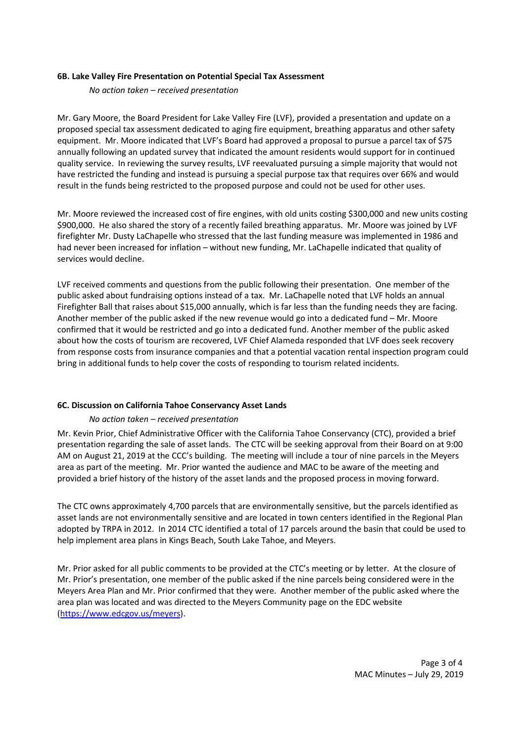**6B. Lake Valley Fire Presentation on Potential Special Tax Assessment**

*No action taken – received presentation*

Mr. Gary Moore, the Board President for Lake Valley Fire (LVF), provided a presentation and update on a proposed special tax assessment dedicated to aging fire equipment, breathing apparatus and other safety equipment. Mr. Moore indicated that LVF's Board had approved a proposal to pursue a parcel tax of $75 annually following an updated survey that indicated the amount residents would support for in continued quality service. In reviewing the survey results, LVF reevaluated pursuing a simple majority that would not have restricted the funding and instead is pursuing a special purpose tax that requires over 66% and would result in the funds being restricted to the proposed purpose and could not be used for other uses.

Mr. Moore reviewed the increased cost of fire engines, with old units costing $300,000 and new units costing $900,000. He also shared the story of a recently failed breathing apparatus. Mr. Moore was joined by LVF firefighter Mr. Dusty LaChapelle who stressed that the last funding measure was implemented in 1986 and had never been increased for inflation – without new funding, Mr. LaChapelle indicated that quality of services would decline.

LVF received comments and questions from the public following their presentation. One member of the public asked about fundraising options instead of a tax. Mr. LaChapelle noted that LVF holds an annual Firefighter Ball that raises about $15,000 annually, which is far less than the funding needs they are facing. Another member of the public asked if the new revenue would go into a dedicated fund – Mr. Moore confirmed that it would be restricted and go into a dedicated fund. Another member of the public asked about how the costs of tourism are recovered, LVF Chief Alameda responded that LVF does seek recovery from response costs from insurance companies and that a potential vacation rental inspection program could bring in additional funds to help cover the costs of responding to tourism related incidents.

**6C. Discussion on California Tahoe Conservancy Asset Lands**

*No action taken – received presentation*

Mr. Kevin Prior, Chief Administrative Officer with the California Tahoe Conservancy (CTC), provided a brief presentation regarding the sale of asset lands. The CTC will be seeking approval from their Board on at 9:00 AM on August 21, 2019 at the CCC's building. The meeting will include a tour of nine parcels in the Meyers area as part of the meeting. Mr. Prior wanted the audience and MAC to be aware of the meeting and provided a brief history of the history of the asset lands and the proposed process in moving forward.

The CTC owns approximately 4,700 parcels that are environmentally sensitive, but the parcels identified as asset lands are not environmentally sensitive and are located in town centers identified in the Regional Plan adopted by TRPA in 2012. In 2014 CTC identified a total of 17 parcels around the basin that could be used to help implement area plans in Kings Beach, South Lake Tahoe, and Meyers.

Mr. Prior asked for all public comments to be provided at the CTC's meeting or by letter. At the closure of Mr. Prior's presentation, one member of the public asked if the nine parcels being considered were in the Meyers Area Plan and Mr. Prior confirmed that they were. Another member of the public asked where the area plan was located and was directed to the Meyers Community page on the EDC website (https://www.edcgov.us/meyers).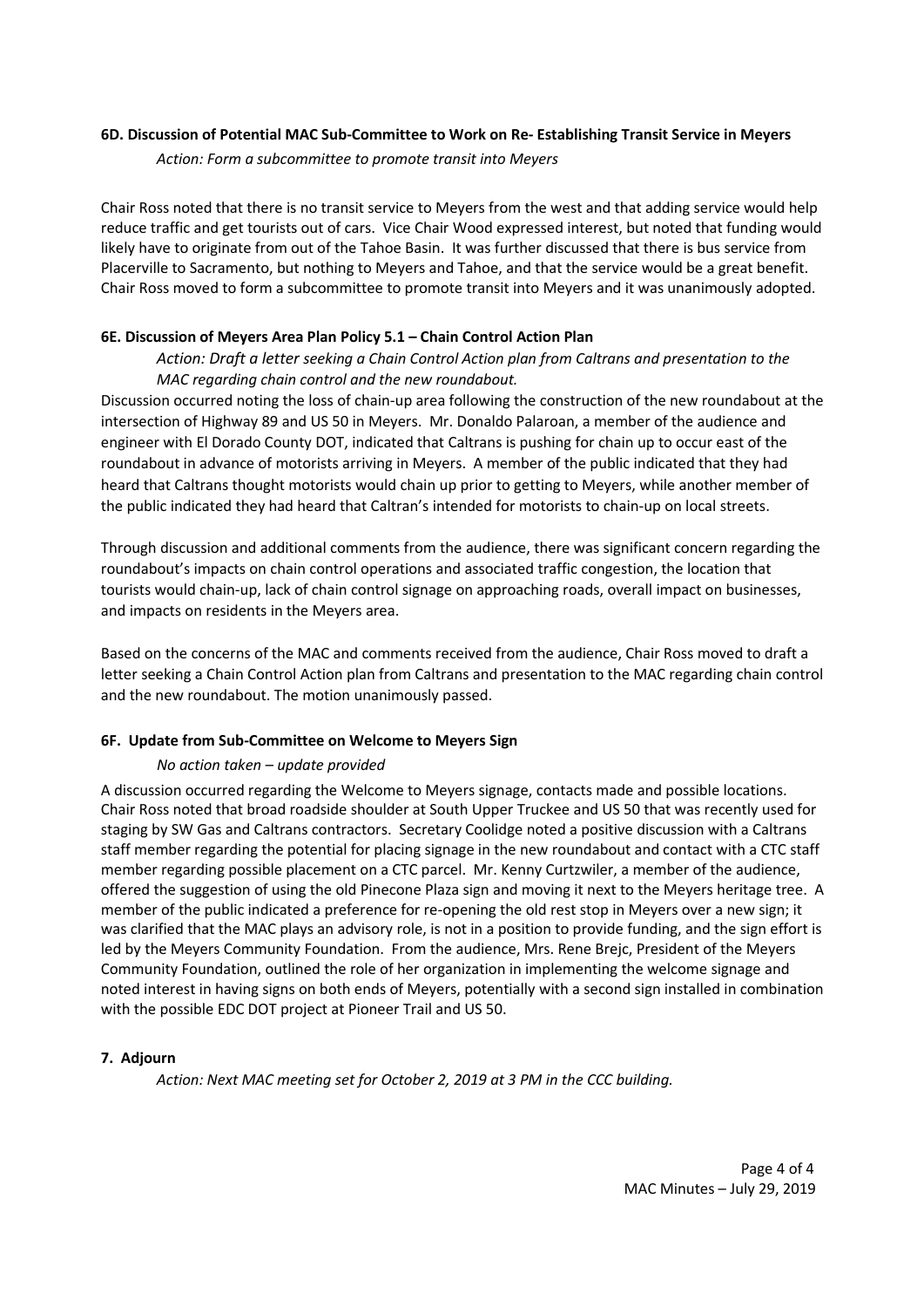### 6D. Discussion of Potential MAC Sub-Committee to Work on Re- Establishing Transit Service in Meyers

*Action: Form a subcommittee to promote transit into Meyers*

Chair Ross noted that there is no transit service to Meyers from the west and that adding service would help reduce traffic and get tourists out of cars. Vice Chair Wood expressed interest, but noted that funding would likely have to originate from out of the Tahoe Basin. It was further discussed that there is bus service from Placerville to Sacramento, but nothing to Meyers and Tahoe, and that the service would be a great benefit. Chair Ross moved to form a subcommittee to promote transit into Meyers and it was unanimously adopted.

### 6E. Discussion of Meyers Area Plan Policy 5.1 – Chain Control Action Plan

*Action: Draft a letter seeking a Chain Control Action plan from Caltrans and presentation to the MAC regarding chain control and the new roundabout.*

Discussion occurred noting the loss of chain-up area following the construction of the new roundabout at the intersection of Highway 89 and US 50 in Meyers. Mr. Donaldo Palaroan, a member of the audience and engineer with El Dorado County DOT, indicated that Caltrans is pushing for chain up to occur east of the roundabout in advance of motorists arriving in Meyers. A member of the public indicated that they had heard that Caltrans thought motorists would chain up prior to getting to Meyers, while another member of the public indicated they had heard that Caltran's intended for motorists to chain-up on local streets.

Through discussion and additional comments from the audience, there was significant concern regarding the roundabout's impacts on chain control operations and associated traffic congestion, the location that tourists would chain-up, lack of chain control signage on approaching roads, overall impact on businesses, and impacts on residents in the Meyers area.

Based on the concerns of the MAC and comments received from the audience, Chair Ross moved to draft a letter seeking a Chain Control Action plan from Caltrans and presentation to the MAC regarding chain control and the new roundabout. The motion unanimously passed.

### 6F. Update from Sub-Committee on Welcome to Meyers Sign

*No action taken – update provided*

A discussion occurred regarding the Welcome to Meyers signage, contacts made and possible locations. Chair Ross noted that broad roadside shoulder at South Upper Truckee and US 50 that was recently used for staging by SW Gas and Caltrans contractors. Secretary Coolidge noted a positive discussion with a Caltrans staff member regarding the potential for placing signage in the new roundabout and contact with a CTC staff member regarding possible placement on a CTC parcel. Mr. Kenny Curtzwiler, a member of the audience, offered the suggestion of using the old Pinecone Plaza sign and moving it next to the Meyers heritage tree. A member of the public indicated a preference for re-opening the old rest stop in Meyers over a new sign; it was clarified that the MAC plays an advisory role, is not in a position to provide funding, and the sign effort is led by the Meyers Community Foundation. From the audience, Mrs. Rene Brejc, President of the Meyers Community Foundation, outlined the role of her organization in implementing the welcome signage and noted interest in having signs on both ends of Meyers, potentially with a second sign installed in combination with the possible EDC DOT project at Pioneer Trail and US 50.

### 7. Adjourn

*Action: Next MAC meeting set for October 2, 2019 at 3 PM in the CCC building.*